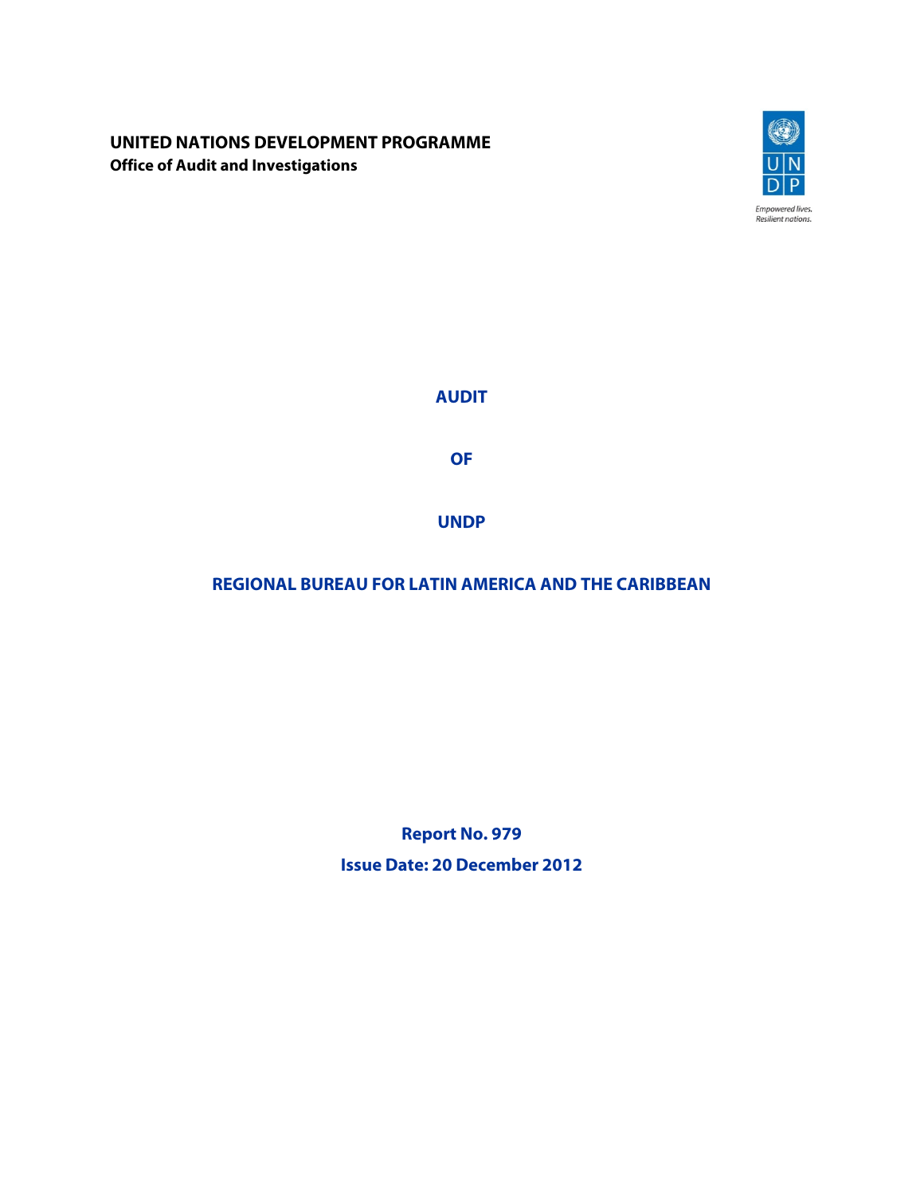**UNITED NATIONS DEVELOPMENT PROGRAMME**
**Office of Audit and Investigations**

Empowered lives.
Resilient nations.

# AUDIT

# OF

# UNDP

# REGIONAL BUREAU FOR LATIN AMERICA AND THE CARIBBEAN

**Report No. 979**

**Issue Date: 20 December 2012**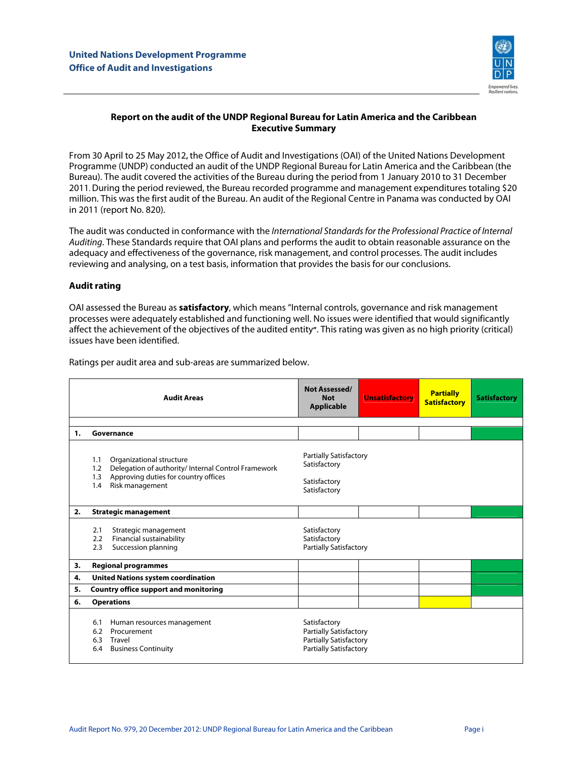United Nations Development Programme
Office of Audit and Investigations

**Report on the audit of the UNDP Regional Bureau for Latin America and the Caribbean**
**Executive Summary**

From 30 April to 25 May 2012**,** the Office of Audit and Investigations (OAI) of the United Nations Development Programme (UNDP) conducted an audit of the UNDP Regional Bureau for Latin America and the Caribbean (the Bureau). The audit covered the activities of the Bureau during the period from 1 January 2010 to 31 December 2011. During the period reviewed, the Bureau recorded programme and management expenditures totaling $20 million. This was the first audit of the Bureau. An audit of the Regional Centre in Panama was conducted by OAI in 2011 (report No. 820).

The audit was conducted in conformance with the *International Standards for the Professional Practice of Internal Auditing*. These Standards require that OAI plans and performs the audit to obtain reasonable assurance on the adequacy and effectiveness of the governance, risk management, and control processes. The audit includes reviewing and analysing, on a test basis, information that provides the basis for our conclusions.

## Audit rating

OAI assessed the Bureau as **satisfactory**, which means "Internal controls, governance and risk management processes were adequately established and functioning well. No issues were identified that would significantly affect the achievement of the objectives of the audited entity". This rating was given as no high priority (critical) issues have been identified.

Ratings per audit area and sub-areas are summarized below.

| Audit Areas | Not Assessed/ Not Applicable | Unsatisfactory | Partially Satisfactory | Satisfactory |
|---|---|---|---|---|
| **1. Governance** | | | | Satisfactory |
| 1.1 Organizational structure | Partially Satisfactory | | | |
| 1.2 Delegation of authority/ Internal Control Framework | Satisfactory | | | |
| 1.3 Approving duties for country offices | Satisfactory | | | |
| 1.4 Risk management | Satisfactory | | | |
| **2. Strategic management** | | | | Satisfactory |
| 2.1 Strategic management | Satisfactory | | | |
| 2.2 Financial sustainability | Satisfactory | | | |
| 2.3 Succession planning | Partially Satisfactory | | | |
| **3. Regional programmes** | | | | Satisfactory |
| **4. United Nations system coordination** | | | | Satisfactory |
| **5. Country office support and monitoring** | | | | Satisfactory |
| **6. Operations** | | | Partially Satisfactory | |
| 6.1 Human resources management | Satisfactory | | | |
| 6.2 Procurement | Partially Satisfactory | | | |
| 6.3 Travel | Partially Satisfactory | | | |
| 6.4 Business Continuity | Partially Satisfactory | | | |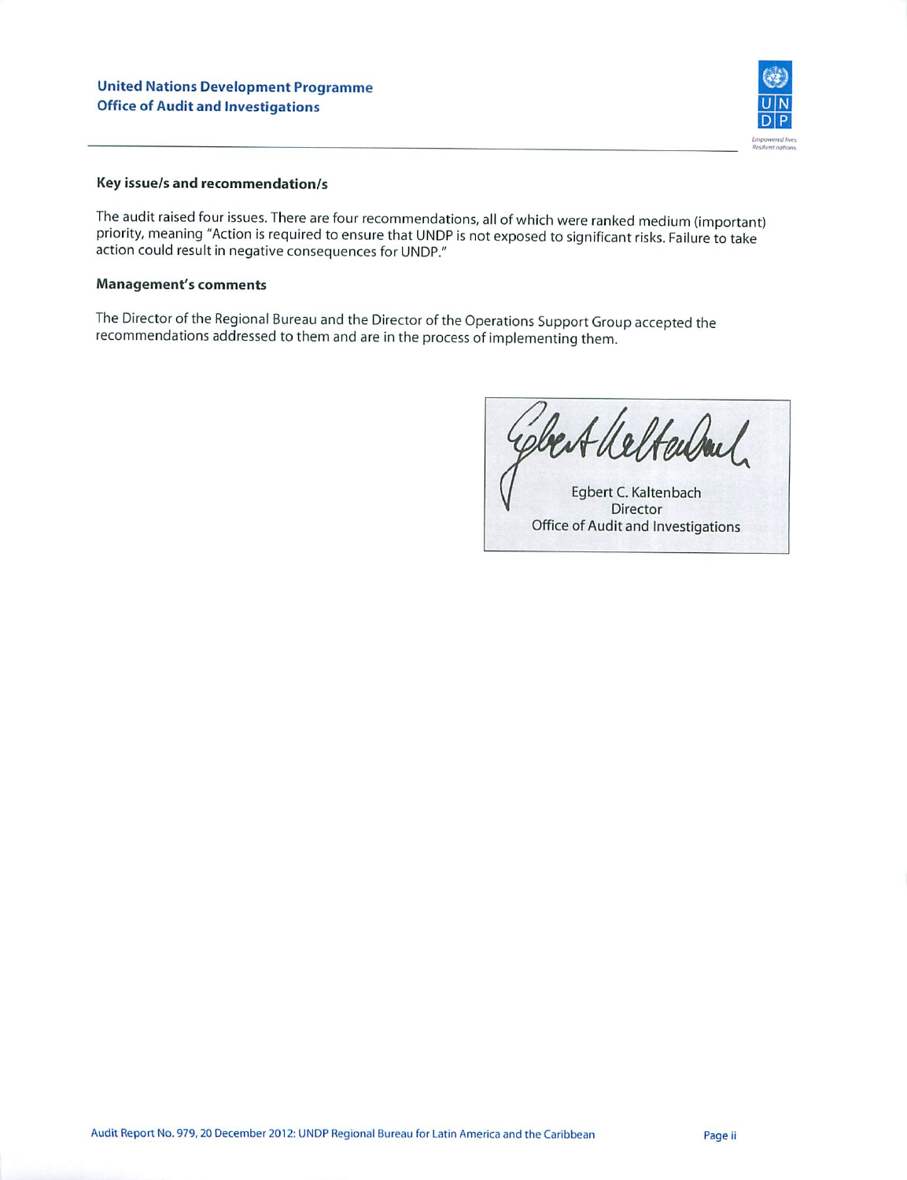### Key issue/s and recommendation/s

The audit raised four issues. There are four recommendations, all of which were ranked medium (important) priority, meaning "Action is required to ensure that UNDP is not exposed to significant risks. Failure to take action could result in negative consequences for UNDP."

### Management's comments

The Director of the Regional Bureau and the Director of the Operations Support Group accepted the recommendations addressed to them and are in the process of implementing them.

Egbert C. Kaltenbach
Director
Office of Audit and Investigations